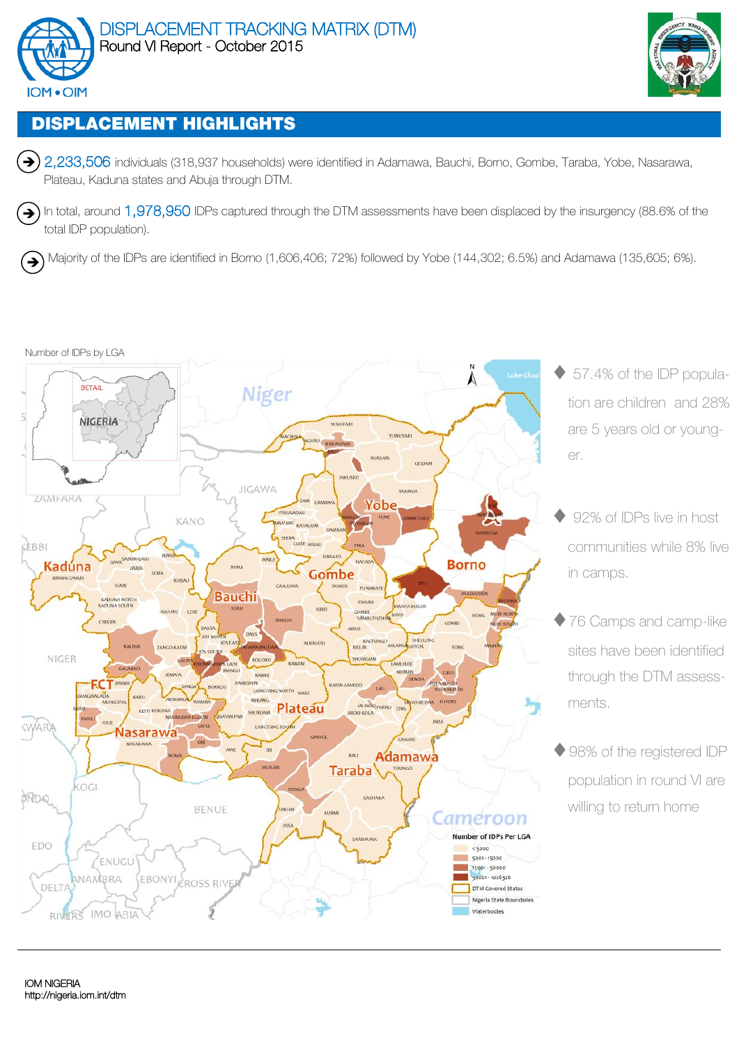# DISPLACEMENT TRACKING MATRIX (DTM)

Round VI Report - October 2015

## DISPLACEMENT HIGHLIGHTS

- 2,233,506 individuals (318,937 households) were identified in Adamawa, Bauchi, Borno, Gombe, Taraba, Yobe, Nasarawa, Plateau, Kaduna states and Abuja through DTM.
- In total, around 1,978,950 IDPs captured through the DTM assessments have been displaced by the insurgency (88.6% of the total IDP population).
- Majority of the IDPs are identified in Borno (1,606,406; 72%) followed by Yobe (144,302; 6.5%) and Adamawa (135,605; 6%).

Number of IDPs by LGA

Number of IDPs Per LGA

- < 5000
- 5001 - 15000
- 15001 - 50000
- 50001 - 1026326
- DTM Covered States
- Nigeria State Boundaries
- Waterbodies

- 57.4% of the IDP population are children and 28% are 5 years old or younger.
- 92% of IDPs live in host communities while 8% live in camps.
- 76 Camps and camp-like sites have been identified through the DTM assessments.
- 98% of the registered IDP population in round VI are willing to return home

IOM NIGERIA
http://nigeria.iom.int/dtm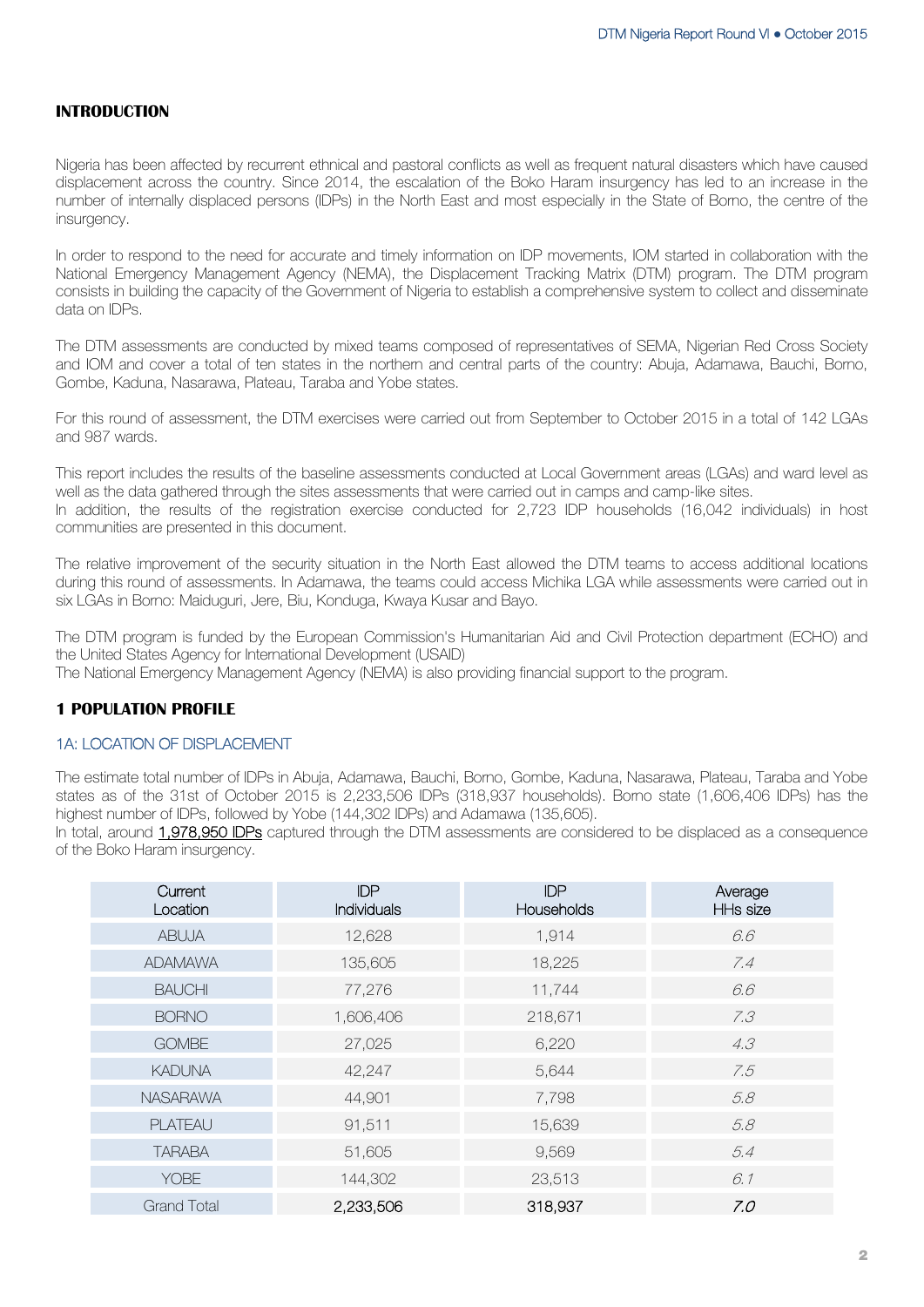## INTRODUCTION

Nigeria has been affected by recurrent ethnical and pastoral conflicts as well as frequent natural disasters which have caused displacement across the country. Since 2014, the escalation of the Boko Haram insurgency has led to an increase in the number of internally displaced persons (IDPs) in the North East and most especially in the State of Borno, the centre of the insurgency.

In order to respond to the need for accurate and timely information on IDP movements, IOM started in collaboration with the National Emergency Management Agency (NEMA), the Displacement Tracking Matrix (DTM) program. The DTM program consists in building the capacity of the Government of Nigeria to establish a comprehensive system to collect and disseminate data on IDPs.

The DTM assessments are conducted by mixed teams composed of representatives of SEMA, Nigerian Red Cross Society and IOM and cover a total of ten states in the northern and central parts of the country: Abuja, Adamawa, Bauchi, Borno, Gombe, Kaduna, Nasarawa, Plateau, Taraba and Yobe states.

For this round of assessment, the DTM exercises were carried out from September to October 2015 in a total of 142 LGAs and 987 wards.

This report includes the results of the baseline assessments conducted at Local Government areas (LGAs) and ward level as well as the data gathered through the sites assessments that were carried out in camps and camp-like sites.
In addition, the results of the registration exercise conducted for 2,723 IDP households (16,042 individuals) in host communities are presented in this document.

The relative improvement of the security situation in the North East allowed the DTM teams to access additional locations during this round of assessments. In Adamawa, the teams could access Michika LGA while assessments were carried out in six LGAs in Borno: Maiduguri, Jere, Biu, Konduga, Kwaya Kusar and Bayo.

The DTM program is funded by the European Commission's Humanitarian Aid and Civil Protection department (ECHO) and the United States Agency for International Development (USAID)
The National Emergency Management Agency (NEMA) is also providing financial support to the program.

## 1 POPULATION PROFILE

### 1A: LOCATION OF DISPLACEMENT

The estimate total number of IDPs in Abuja, Adamawa, Bauchi, Borno, Gombe, Kaduna, Nasarawa, Plateau, Taraba and Yobe states as of the 31st of October 2015 is 2,233,506 IDPs (318,937 households). Borno state (1,606,406 IDPs) has the highest number of IDPs, followed by Yobe (144,302 IDPs) and Adamawa (135,605).
In total, around 1,978,950 IDPs captured through the DTM assessments are considered to be displaced as a consequence of the Boko Haram insurgency.

| Current Location | IDP Individuals | IDP Households | Average HHs size |
|---|---|---|---|
| ABUJA | 12,628 | 1,914 | *6.6* |
| ADAMAWA | 135,605 | 18,225 | *7.4* |
| BAUCHI | 77,276 | 11,744 | *6.6* |
| BORNO | 1,606,406 | 218,671 | *7.3* |
| GOMBE | 27,025 | 6,220 | *4.3* |
| KADUNA | 42,247 | 5,644 | *7.5* |
| NASARAWA | 44,901 | 7,798 | *5.8* |
| PLATEAU | 91,511 | 15,639 | *5.8* |
| TARABA | 51,605 | 9,569 | *5.4* |
| YOBE | 144,302 | 23,513 | *6.1* |
| Grand Total | 2,233,506 | 318,937 | *7.0* |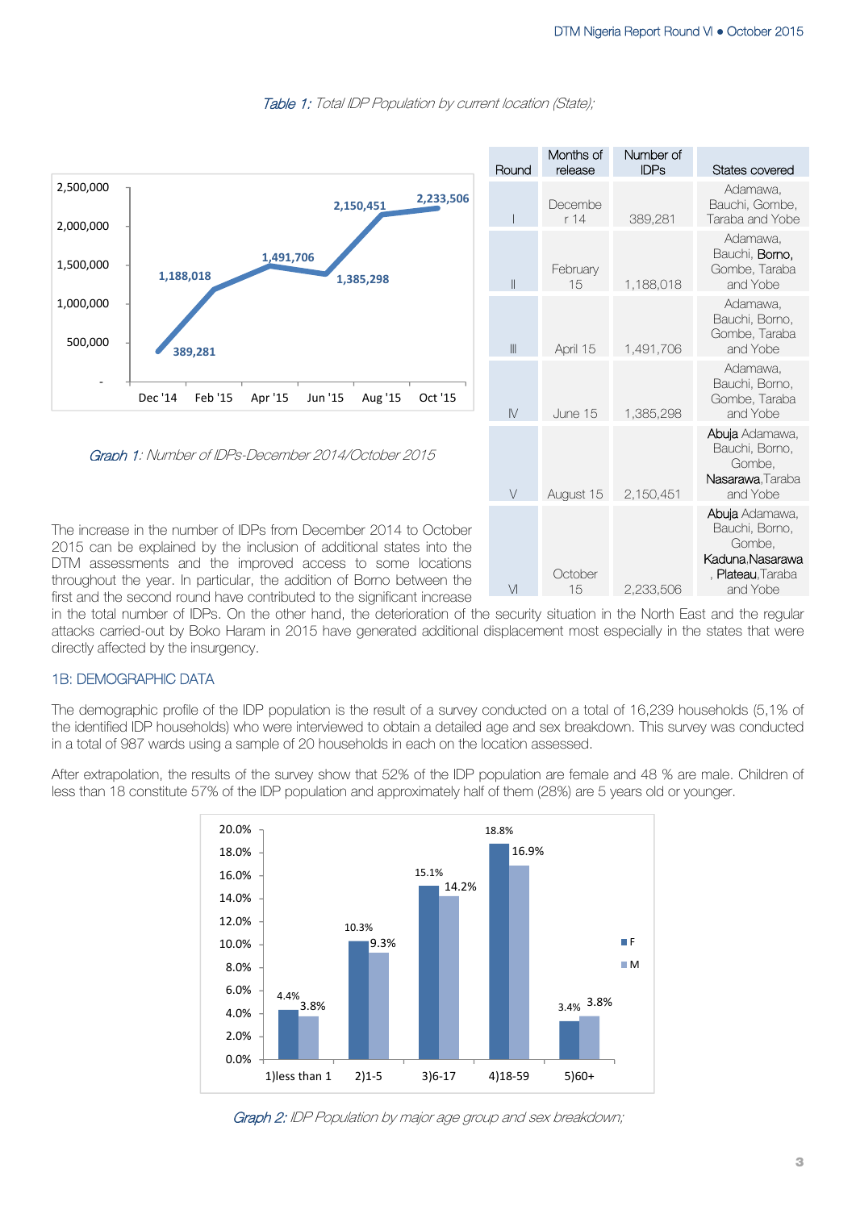*Table 1: Total IDP Population by current location (State);*

| Round | Months of release | Number of IDPs | States covered |
|---|---|---|---|
| I | December 14 | 389,281 | Adamawa, Bauchi, Gombe, Taraba and Yobe |
| II | February 15 | 1,188,018 | Adamawa, Bauchi, Borno, Gombe, Taraba and Yobe |
| III | April 15 | 1,491,706 | Adamawa, Bauchi, Borno, Gombe, Taraba and Yobe |
| IV | June 15 | 1,385,298 | Adamawa, Bauchi, Borno, Gombe, Taraba and Yobe |
| V | August 15 | 2,150,451 | Abuja Adamawa, Bauchi, Borno, Gombe, Nasarawa,Taraba and Yobe |
| VI | October 15 | 2,233,506 | Abuja Adamawa, Bauchi, Borno, Gombe, Kaduna,Nasarawa , Plateau,Taraba and Yobe |

*Graph 1: Number of IDPs-December 2014/October 2015*

The increase in the number of IDPs from December 2014 to October 2015 can be explained by the inclusion of additional states into the DTM assessments and the improved access to some locations throughout the year. In particular, the addition of Borno between the first and the second round have contributed to the significant increase in the total number of IDPs. On the other hand, the deterioration of the security situation in the North East and the regular attacks carried-out by Boko Haram in 2015 have generated additional displacement most especially in the states that were directly affected by the insurgency.

## 1B: DEMOGRAPHIC DATA

The demographic profile of the IDP population is the result of a survey conducted on a total of 16,239 households (5,1% of the identified IDP households) who were interviewed to obtain a detailed age and sex breakdown. This survey was conducted in a total of 987 wards using a sample of 20 households in each on the location assessed.

After extrapolation, the results of the survey show that 52% of the IDP population are female and 48 % are male. Children of less than 18 constitute 57% of the IDP population and approximately half of them (28%) are 5 years old or younger.

*Graph 2: IDP Population by major age group and sex breakdown;*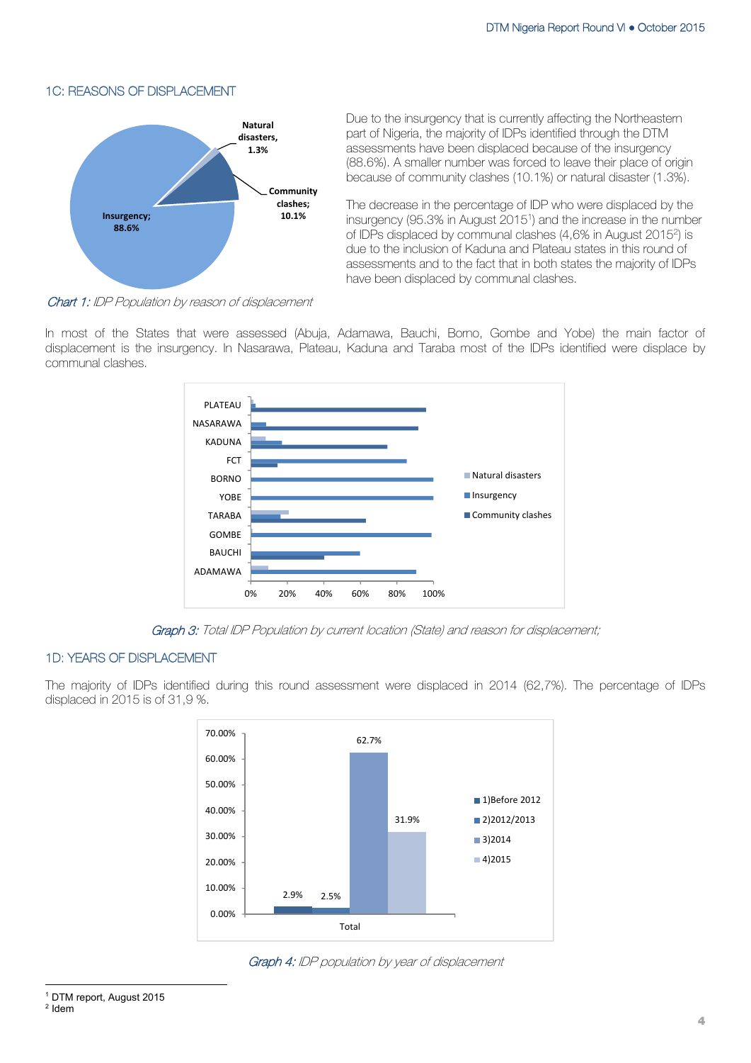## 1C: REASONS OF DISPLACEMENT

Due to the insurgency that is currently affecting the Northeastern part of Nigeria, the majority of IDPs identified through the DTM assessments have been displaced because of the insurgency (88.6%). A smaller number was forced to leave their place of origin because of community clashes (10.1%) or natural disaster (1.3%).

The decrease in the percentage of IDP who were displaced by the insurgency (95.3% in August 2015[1]) and the increase in the number of IDPs displaced by communal clashes (4,6% in August 2015[2]) is due to the inclusion of Kaduna and Plateau states in this round of assessments and to the fact that in both states the majority of IDPs have been displaced by communal clashes.

*Chart 1: IDP Population by reason of displacement*

In most of the States that were assessed (Abuja, Adamawa, Bauchi, Borno, Gombe and Yobe) the main factor of displacement is the insurgency. In Nasarawa, Plateau, Kaduna and Taraba most of the IDPs identified were displace by communal clashes.

*Graph 3: Total IDP Population by current location (State) and reason for displacement;*

## 1D: YEARS OF DISPLACEMENT

The majority of IDPs identified during this round assessment were displaced in 2014 (62,7%). The percentage of IDPs displaced in 2015 is of 31,9 %.

*Graph 4: IDP population by year of displacement*

[1] DTM report, August 2015
[2] Idem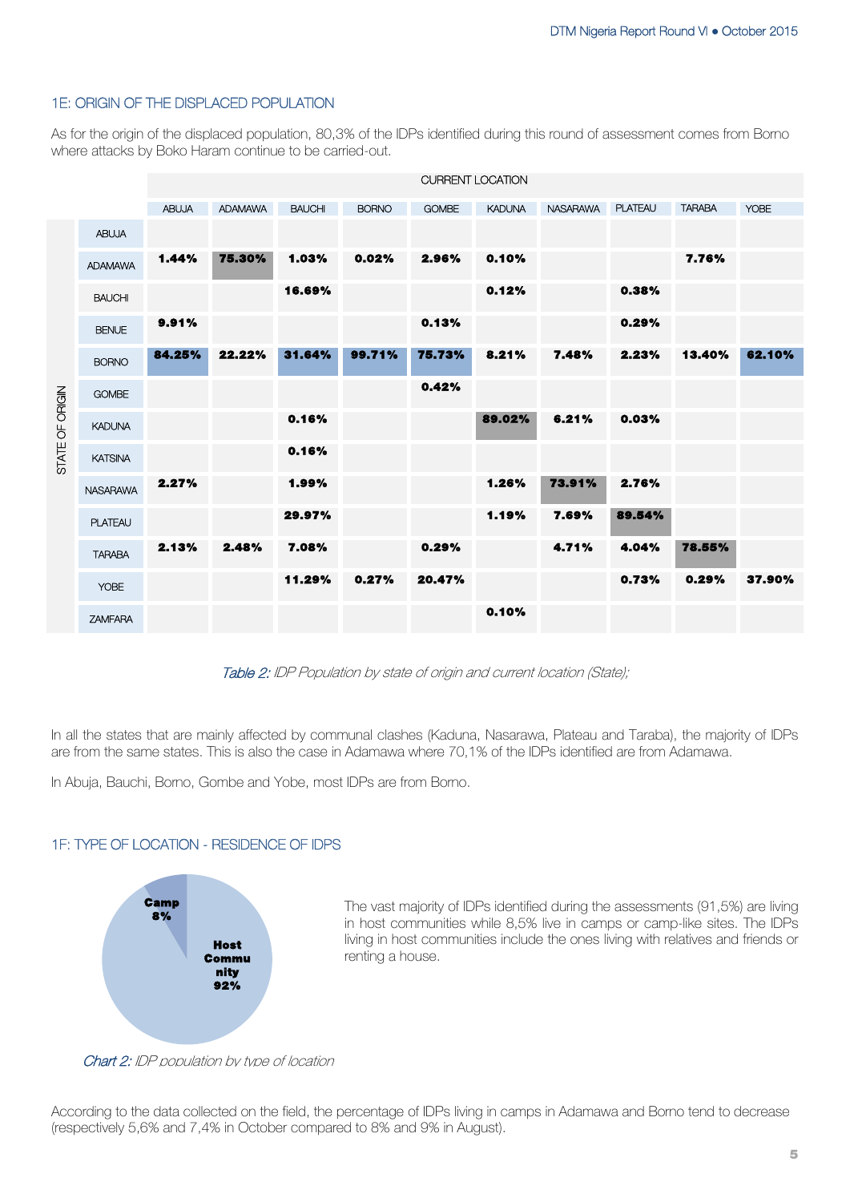### 1E: ORIGIN OF THE DISPLACED POPULATION

As for the origin of the displaced population, 80,3% of the IDPs identified during this round of assessment comes from Borno where attacks by Boko Haram continue to be carried-out.

| STATE OF ORIGIN | CURRENT LOCATION | | | | | | | | | |
|---|---|---|---|---|---|---|---|---|---|---|
| | ABUJA | ADAMAWA | BAUCHI | BORNO | GOMBE | KADUNA | NASARAWA | PLATEAU | TARABA | YOBE |
| ABUJA | | | | | | | | | | |
| ADAMAWA | 1.44% | 75.30% | 1.03% | 0.02% | 2.96% | 0.10% | | | 7.76% | |
| BAUCHI | | | 16.69% | | | 0.12% | | 0.38% | | |
| BENUE | 9.91% | | | | 0.13% | | | 0.29% | | |
| BORNO | 84.25% | 22.22% | 31.64% | 99.71% | 75.73% | 8.21% | 7.48% | 2.23% | 13.40% | 62.10% |
| GOMBE | | | | | 0.42% | | | | | |
| KADUNA | | | 0.16% | | | 89.02% | 6.21% | 0.03% | | |
| KATSINA | | | 0.16% | | | | | | | |
| NASARAWA | 2.27% | | 1.99% | | | 1.26% | 73.91% | 2.76% | | |
| PLATEAU | | | 29.97% | | | 1.19% | 7.69% | 89.54% | | |
| TARABA | 2.13% | 2.48% | 7.08% | | 0.29% | | 4.71% | 4.04% | 78.55% | |
| YOBE | | | 11.29% | 0.27% | 20.47% | | | 0.73% | 0.29% | 37.90% |
| ZAMFARA | | | | | | 0.10% | | | | |

*Table 2: IDP Population by state of origin and current location (State);*

In all the states that are mainly affected by communal clashes (Kaduna, Nasarawa, Plateau and Taraba), the majority of IDPs are from the same states. This is also the case in Adamawa where 70,1% of the IDPs identified are from Adamawa.

In Abuja, Bauchi, Borno, Gombe and Yobe, most IDPs are from Borno.

### 1F: TYPE OF LOCATION - RESIDENCE OF IDPS

Camp 8%

Host Community 92%

*Chart 2: IDP population by type of location*

The vast majority of IDPs identified during the assessments (91,5%) are living in host communities while 8,5% live in camps or camp-like sites. The IDPs living in host communities include the ones living with relatives and friends or renting a house.

According to the data collected on the field, the percentage of IDPs living in camps in Adamawa and Borno tend to decrease (respectively 5,6% and 7,4% in October compared to 8% and 9% in August).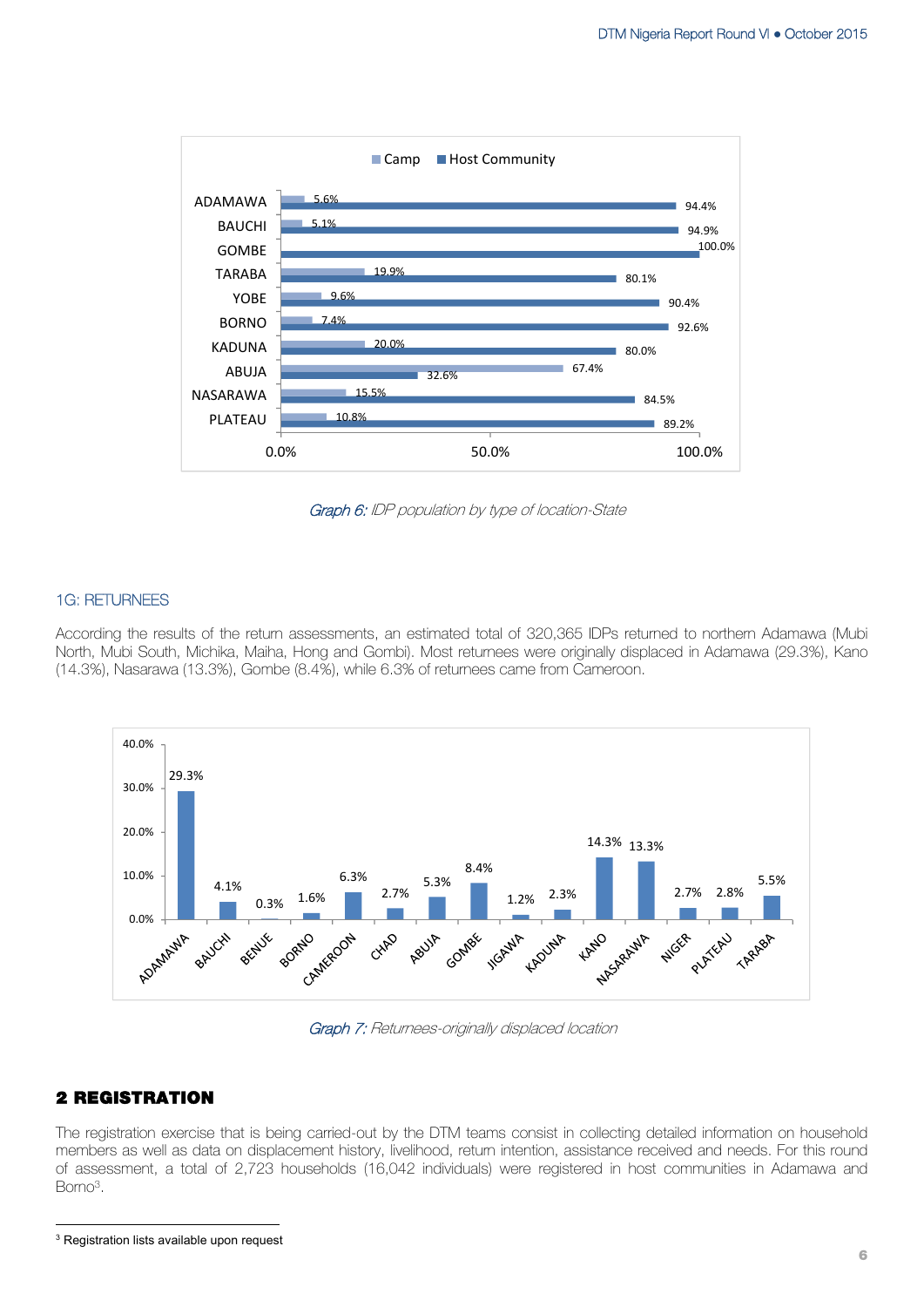| State | Camp | Host Community |
|---|---|---|
| ADAMAWA | 5.6% | 94.4% |
| BAUCHI | 5.1% | 94.9% |
| GOMBE | | 100.0% |
| TARABA | 19.9% | 80.1% |
| YOBE | 9.6% | 90.4% |
| BORNO | 7.4% | 92.6% |
| KADUNA | 20.0% | 80.0% |
| ABUJA | 67.4% | 32.6% |
| NASARAWA | 15.5% | 84.5% |
| PLATEAU | 10.8% | 89.2% |

*Graph 6: IDP population by type of location-State*

### 1G: RETURNEES

According the results of the return assessments, an estimated total of 320,365 IDPs returned to northern Adamawa (Mubi North, Mubi South, Michika, Maiha, Hong and Gombi). Most returnees were originally displaced in Adamawa (29.3%), Kano (14.3%), Nasarawa (13.3%), Gombe (8.4%), while 6.3% of returnees came from Cameroon.

| Location | % |
|---|---|
| ADAMAWA | 29.3% |
| BAUCHI | 4.1% |
| BENUE | 0.3% |
| BORNO | 1.6% |
| CAMEROON | 6.3% |
| CHAD | 2.7% |
| ABUJA | 5.3% |
| GOMBE | 8.4% |
| JIGAWA | 1.2% |
| KADUNA | 2.3% |
| KANO | 14.3% |
| NASARAWA | 13.3% |
| NIGER | 2.7% |
| PLATEAU | 2.8% |
| TARABA | 5.5% |

*Graph 7: Returnees-originally displaced location*

## 2 REGISTRATION

The registration exercise that is being carried-out by the DTM teams consist in collecting detailed information on household members as well as data on displacement history, livelihood, return intention, assistance received and needs. For this round of assessment, a total of 2,723 households (16,042 individuals) were registered in host communities in Adamawa and Borno[3].

[3] Registration lists available upon request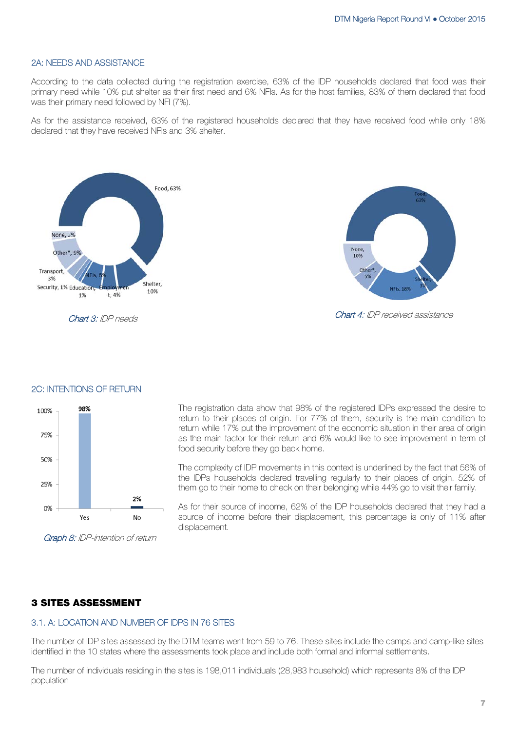## 2A: NEEDS AND ASSISTANCE

According to the data collected during the registration exercise, 63% of the IDP households declared that food was their primary need while 10% put shelter as their first need and 6% NFIs. As for the host families, 83% of them declared that food was their primary need followed by NFI (7%).

As for the assistance received, 63% of the registered households declared that they have received food while only 18% declared that they have received NFIs and 3% shelter.

Food, 63%
None, 3%
Other*, 9%
Transport, 3%
NFIs, 6%
Security, 1%
Education, 1%
Employment, 4%
Shelter, 10%

*Chart 3:* IDP needs

Food, 63%
None, 10%
Other*, 5%
NFIs, 18%
Shelter, 3%

*Chart 4:* IDP received assistance

## 2C: INTENTIONS OF RETURN

| | Yes | No |
|---|---|---|
| | 98% | 2% |

*Graph 8:* IDP-intention of return

The registration data show that 98% of the registered IDPs expressed the desire to return to their places of origin. For 77% of them, security is the main condition to return while 17% put the improvement of the economic situation in their area of origin as the main factor for their return and 6% would like to see improvement in term of food security before they go back home.

The complexity of IDP movements in this context is underlined by the fact that 56% of the IDPs households declared travelling regularly to their places of origin. 52% of them go to their home to check on their belonging while 44% go to visit their family.

As for their source of income, 62% of the IDP households declared that they had a source of income before their displacement, this percentage is only of 11% after displacement.

# 3 SITES ASSESSMENT

## 3.1. A: LOCATION AND NUMBER OF IDPS IN 76 SITES

The number of IDP sites assessed by the DTM teams went from 59 to 76. These sites include the camps and camp-like sites identified in the 10 states where the assessments took place and include both formal and informal settlements.

The number of individuals residing in the sites is 198,011 individuals (28,983 household) which represents 8% of the IDP population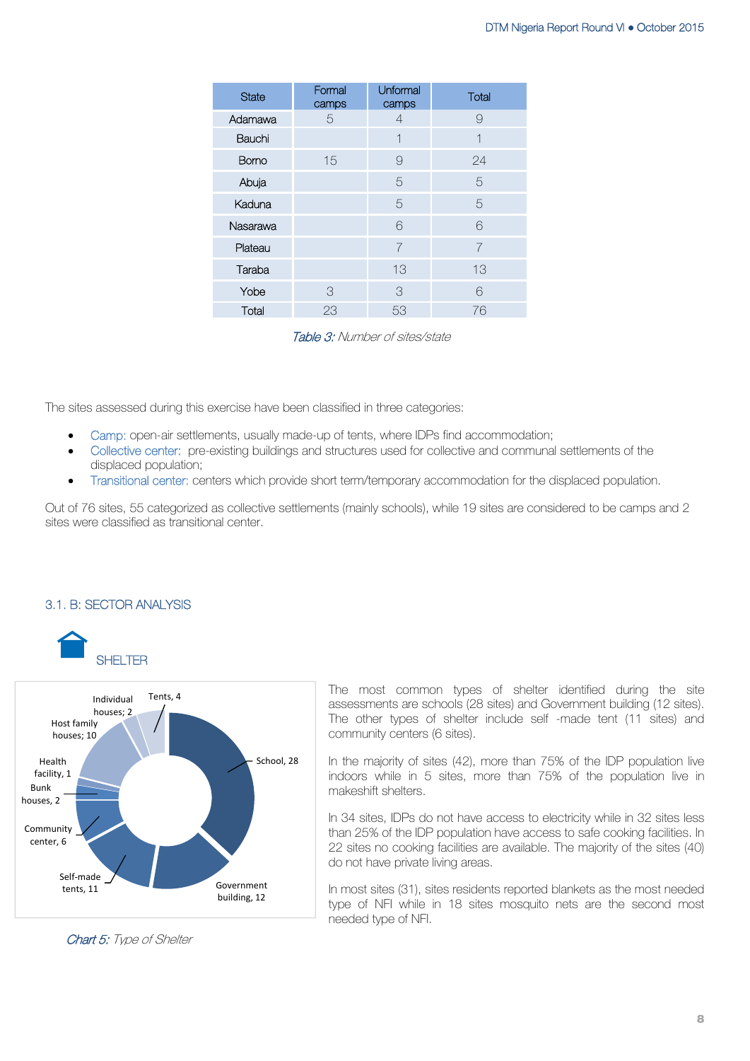| State | Formal camps | Unformal camps | Total |
|---|---|---|---|
| Adamawa | 5 | 4 | 9 |
| Bauchi | | 1 | 1 |
| Borno | 15 | 9 | 24 |
| Abuja | | 5 | 5 |
| Kaduna | | 5 | 5 |
| Nasarawa | | 6 | 6 |
| Plateau | | 7 | 7 |
| Taraba | | 13 | 13 |
| Yobe | 3 | 3 | 6 |
| Total | 23 | 53 | 76 |

*Table 3: Number of sites/state*

The sites assessed during this exercise have been classified in three categories:

- Camp: open-air settlements, usually made-up of tents, where IDPs find accommodation;
- Collective center: pre-existing buildings and structures used for collective and communal settlements of the displaced population;
- Transitional center: centers which provide short term/temporary accommodation for the displaced population.

Out of 76 sites, 55 categorized as collective settlements (mainly schools), while 19 sites are considered to be camps and 2 sites were classified as transitional center.

## 3.1. B: SECTOR ANALYSIS

### SHELTER

Tents, 4
Individual houses; 2
Host family houses; 10
Health facility, 1
Bunk houses, 2
Community center, 6
Self-made tents, 11
Government building, 12
School, 28

*Chart 5: Type of Shelter*

The most common types of shelter identified during the site assessments are schools (28 sites) and Government building (12 sites). The other types of shelter include self -made tent (11 sites) and community centers (6 sites).

In the majority of sites (42), more than 75% of the IDP population live indoors while in 5 sites, more than 75% of the population live in makeshift shelters.

In 34 sites, IDPs do not have access to electricity while in 32 sites less than 25% of the IDP population have access to safe cooking facilities. In 22 sites no cooking facilities are available. The majority of the sites (40) do not have private living areas.

In most sites (31), sites residents reported blankets as the most needed type of NFI while in 18 sites mosquito nets are the second most needed type of NFI.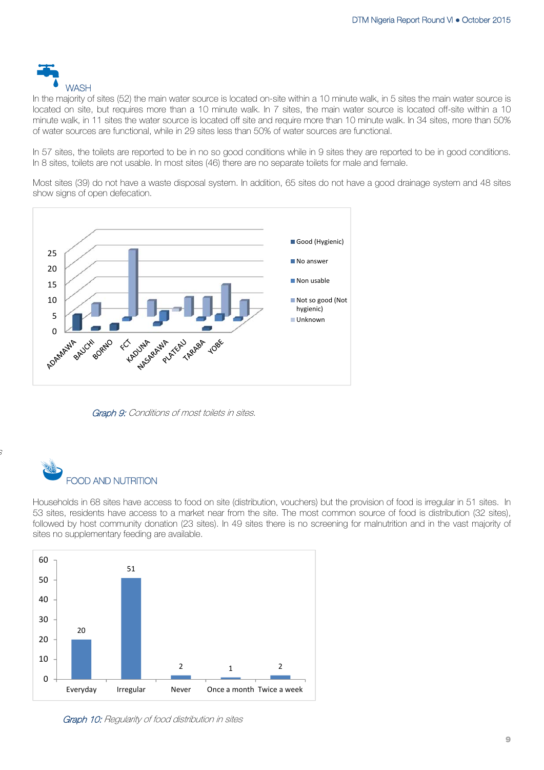## WASH

In the majority of sites (52) the main water source is located on-site within a 10 minute walk, in 5 sites the main water source is located on site, but requires more than a 10 minute walk. In 7 sites, the main water source is located off-site within a 10 minute walk, in 11 sites the water source is located off site and require more than 10 minute walk. In 34 sites, more than 50% of water sources are functional, while in 29 sites less than 50% of water sources are functional.

In 57 sites, the toilets are reported to be in no so good conditions while in 9 sites they are reported to be in good conditions. In 8 sites, toilets are not usable. In most sites (46) there are no separate toilets for male and female.

Most sites (39) do not have a waste disposal system. In addition, 65 sites do not have a good drainage system and 48 sites show signs of open defecation.

*Graph 9: Conditions of most toilets in sites.*

## FOOD AND NUTRITION

Households in 68 sites have access to food on site (distribution, vouchers) but the provision of food is irregular in 51 sites. In 53 sites, residents have access to a market near from the site. The most common source of food is distribution (32 sites), followed by host community donation (23 sites). In 49 sites there is no screening for malnutrition and in the vast majority of sites no supplementary feeding are available.

| Everyday | Irregular | Never | Once a month | Twice a week |
|---|---|---|---|---|
| 20 | 51 | 2 | 1 | 2 |

*Graph 10: Regularity of food distribution in sites*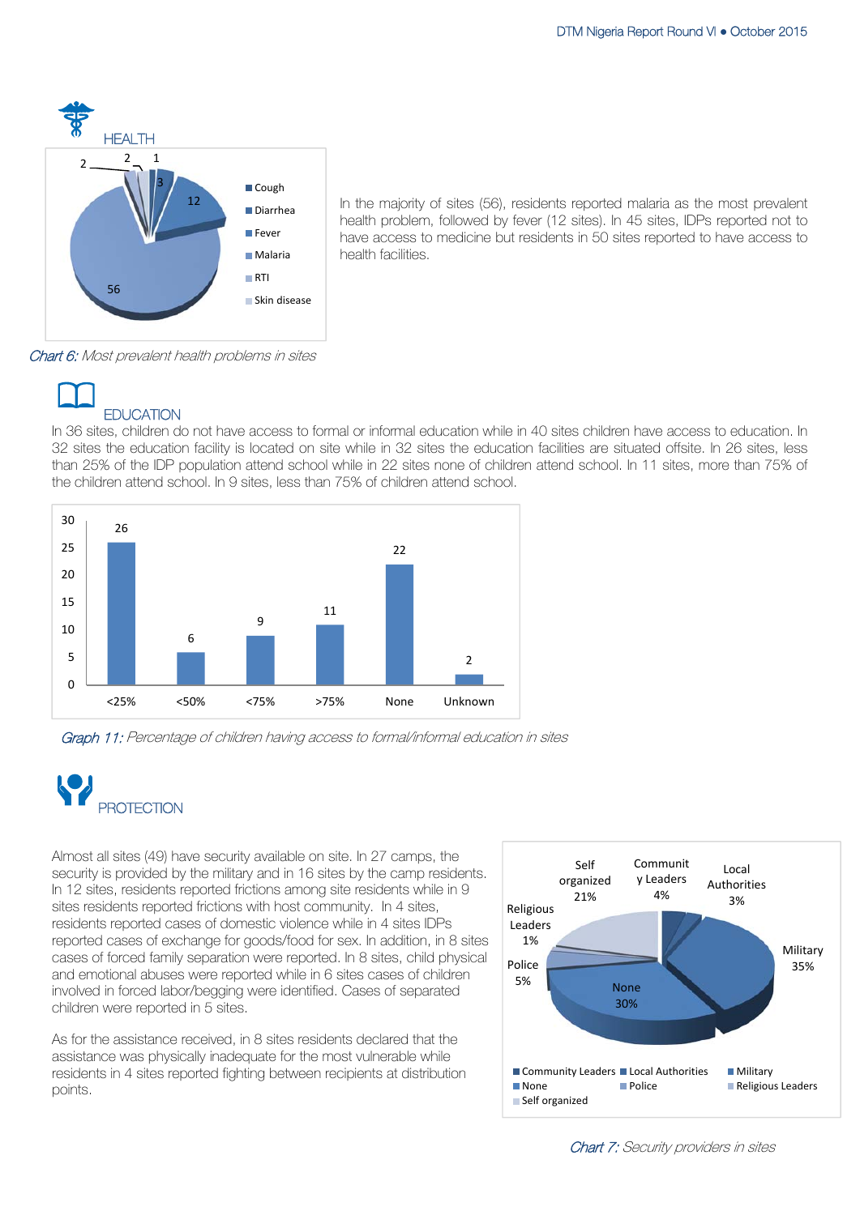## HEALTH

Chart 6: Most prevalent health problems in sites

In the majority of sites (56), residents reported malaria as the most prevalent health problem, followed by fever (12 sites). In 45 sites, IDPs reported not to have access to medicine but residents in 50 sites reported to have access to health facilities.

## EDUCATION

In 36 sites, children do not have access to formal or informal education while in 40 sites children have access to education. In 32 sites the education facility is located on site while in 32 sites the education facilities are situated offsite. In 26 sites, less than 25% of the IDP population attend school while in 22 sites none of children attend school. In 11 sites, more than 75% of the children attend school. In 9 sites, less than 75% of children attend school.

Graph 11: Percentage of children having access to formal/informal education in sites

## PROTECTION

Almost all sites (49) have security available on site. In 27 camps, the security is provided by the military and in 16 sites by the camp residents. In 12 sites, residents reported frictions among site residents while in 9 sites residents reported frictions with host community. In 4 sites, residents reported cases of domestic violence while in 4 sites IDPs reported cases of exchange for goods/food for sex. In addition, in 8 sites cases of forced family separation were reported. In 8 sites, child physical and emotional abuses were reported while in 6 sites cases of children involved in forced labor/begging were identified. Cases of separated children were reported in 5 sites.

As for the assistance received, in 8 sites residents declared that the assistance was physically inadequate for the most vulnerable while residents in 4 sites reported fighting between recipients at distribution points.

Chart 7: Security providers in sites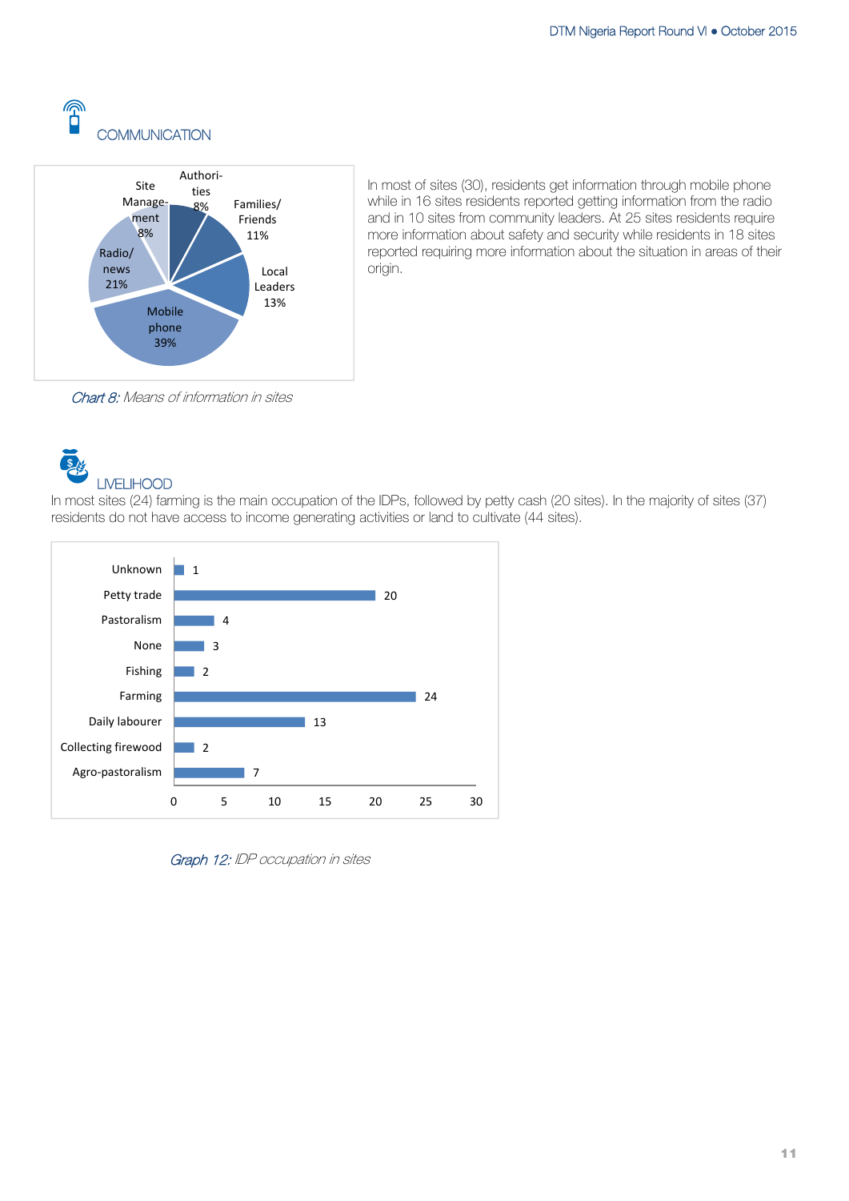## COMMUNICATION

| Means of information | % |
|---|---|
| Authorities | 8% |
| Families/ Friends | 11% |
| Local Leaders | 13% |
| Mobile phone | 39% |
| Radio/ news | 21% |
| Site Management | 8% |

*Chart 8: Means of information in sites*

In most of sites (30), residents get information through mobile phone while in 16 sites residents reported getting information from the radio and in 10 sites from community leaders. At 25 sites residents require more information about safety and security while residents in 18 sites reported requiring more information about the situation in areas of their origin.

## LIVELIHOOD

In most sites (24) farming is the main occupation of the IDPs, followed by petty cash (20 sites). In the majority of sites (37) residents do not have access to income generating activities or land to cultivate (44 sites).

| Occupation | Sites |
|---|---|
| Unknown | 1 |
| Petty trade | 20 |
| Pastoralism | 4 |
| None | 3 |
| Fishing | 2 |
| Farming | 24 |
| Daily labourer | 13 |
| Collecting firewood | 2 |
| Agro-pastoralism | 7 |

*Graph 12: IDP occupation in sites*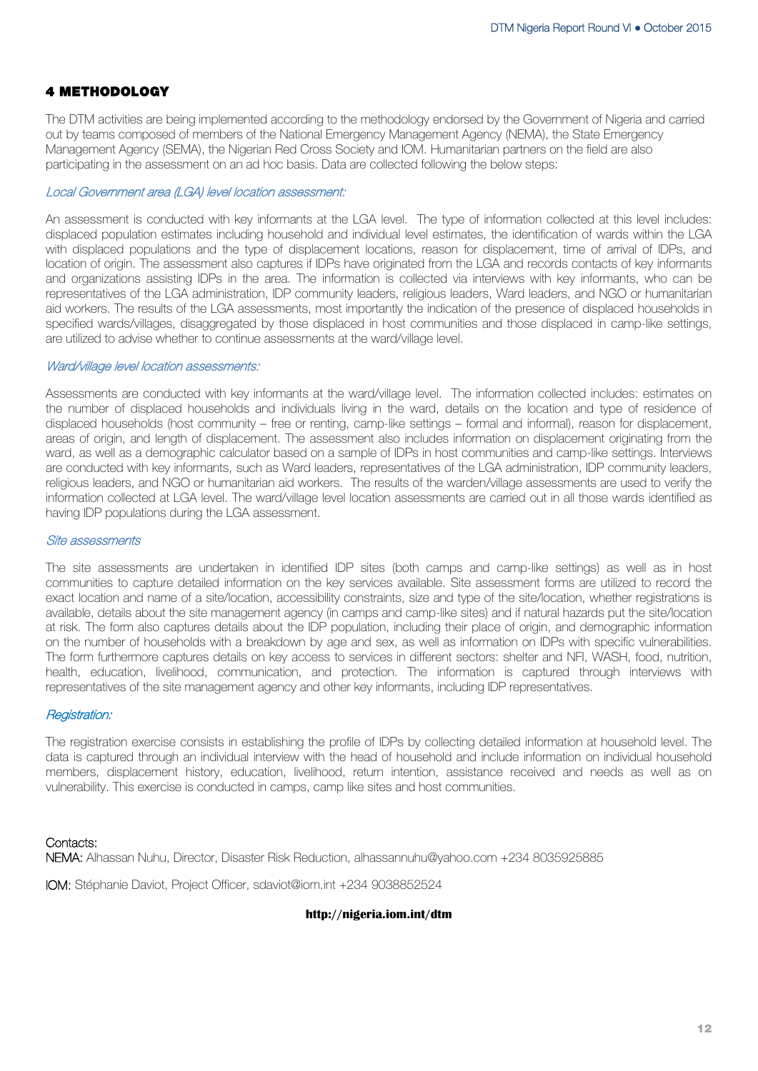## 4 METHODOLOGY

The DTM activities are being implemented according to the methodology endorsed by the Government of Nigeria and carried out by teams composed of members of the National Emergency Management Agency (NEMA), the State Emergency Management Agency (SEMA), the Nigerian Red Cross Society and IOM. Humanitarian partners on the field are also participating in the assessment on an ad hoc basis. Data are collected following the below steps:

*Local Government area (LGA) level location assessment:*

An assessment is conducted with key informants at the LGA level. The type of information collected at this level includes: displaced population estimates including household and individual level estimates, the identification of wards within the LGA with displaced populations and the type of displacement locations, reason for displacement, time of arrival of IDPs, and location of origin. The assessment also captures if IDPs have originated from the LGA and records contacts of key informants and organizations assisting IDPs in the area. The information is collected via interviews with key informants, who can be representatives of the LGA administration, IDP community leaders, religious leaders, Ward leaders, and NGO or humanitarian aid workers. The results of the LGA assessments, most importantly the indication of the presence of displaced households in specified wards/villages, disaggregated by those displaced in host communities and those displaced in camp-like settings, are utilized to advise whether to continue assessments at the ward/village level.

*Ward/village level location assessments:*

Assessments are conducted with key informants at the ward/village level. The information collected includes: estimates on the number of displaced households and individuals living in the ward, details on the location and type of residence of displaced households (host community – free or renting, camp-like settings – formal and informal), reason for displacement, areas of origin, and length of displacement. The assessment also includes information on displacement originating from the ward, as well as a demographic calculator based on a sample of IDPs in host communities and camp-like settings. Interviews are conducted with key informants, such as Ward leaders, representatives of the LGA administration, IDP community leaders, religious leaders, and NGO or humanitarian aid workers. The results of the warden/village assessments are used to verify the information collected at LGA level. The ward/village level location assessments are carried out in all those wards identified as having IDP populations during the LGA assessment.

*Site assessments*

The site assessments are undertaken in identified IDP sites (both camps and camp-like settings) as well as in host communities to capture detailed information on the key services available. Site assessment forms are utilized to record the exact location and name of a site/location, accessibility constraints, size and type of the site/location, whether registrations is available, details about the site management agency (in camps and camp-like sites) and if natural hazards put the site/location at risk. The form also captures details about the IDP population, including their place of origin, and demographic information on the number of households with a breakdown by age and sex, as well as information on IDPs with specific vulnerabilities. The form furthermore captures details on key access to services in different sectors: shelter and NFI, WASH, food, nutrition, health, education, livelihood, communication, and protection. The information is captured through interviews with representatives of the site management agency and other key informants, including IDP representatives.

*Registration:*

The registration exercise consists in establishing the profile of IDPs by collecting detailed information at household level. The data is captured through an individual interview with the head of household and include information on individual household members, displacement history, education, livelihood, return intention, assistance received and needs as well as on vulnerability. This exercise is conducted in camps, camp like sites and host communities.

Contacts:

NEMA: Alhassan Nuhu, Director, Disaster Risk Reduction, alhassannuhu@yahoo.com +234 8035925885

IOM: Stéphanie Daviot, Project Officer, sdaviot@iom.int +234 9038852524

**http://nigeria.iom.int/dtm**